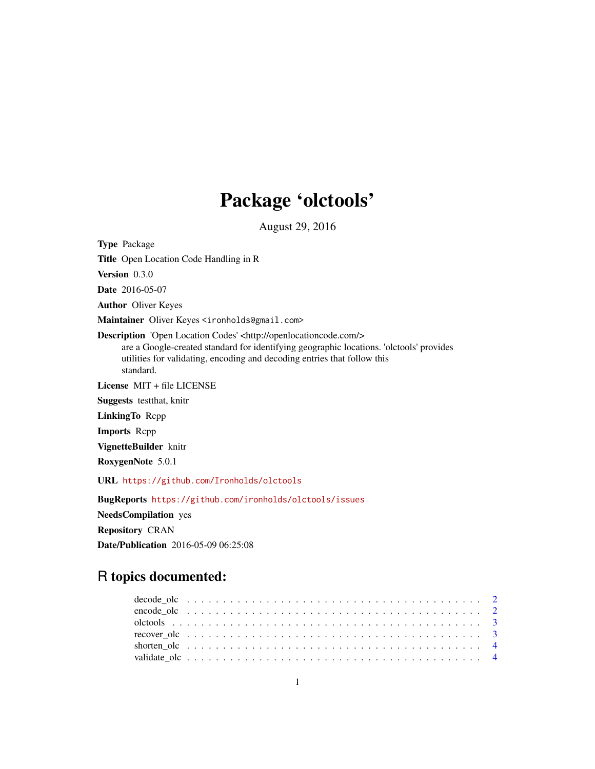# Package 'olctools'

August 29, 2016

**Type** Package

**Title** Open Location Code Handling in R

**Version** 0.3.0

**Date** 2016-05-07

**Author** Oliver Keyes

**Maintainer** Oliver Keyes <ironholds@gmail.com>

**Description** 'Open Location Codes' <http://openlocationcode.com/> are a Google-created standard for identifying geographic locations. 'olctools' provides utilities for validating, encoding and decoding entries that follow this standard.

**License** MIT + file LICENSE

**Suggests** testthat, knitr

**LinkingTo** Rcpp

**Imports** Rcpp

**VignetteBuilder** knitr

**RoxygenNote** 5.0.1

**URL** https://github.com/Ironholds/olctools

**BugReports** https://github.com/ironholds/olctools/issues

**NeedsCompilation** yes

**Repository** CRAN

**Date/Publication** 2016-05-09 06:25:08

## R topics documented:

decode_olc . . . . . . . . . . . . . . . . . . . . . . . . . . . . . . . . . . . . . . . . . . 2
encode_olc . . . . . . . . . . . . . . . . . . . . . . . . . . . . . . . . . . . . . . . . . . 2
olctools . . . . . . . . . . . . . . . . . . . . . . . . . . . . . . . . . . . . . . . . . . . . 3
recover_olc . . . . . . . . . . . . . . . . . . . . . . . . . . . . . . . . . . . . . . . . . . 3
shorten_olc . . . . . . . . . . . . . . . . . . . . . . . . . . . . . . . . . . . . . . . . . . 4
validate_olc . . . . . . . . . . . . . . . . . . . . . . . . . . . . . . . . . . . . . . . . . . 4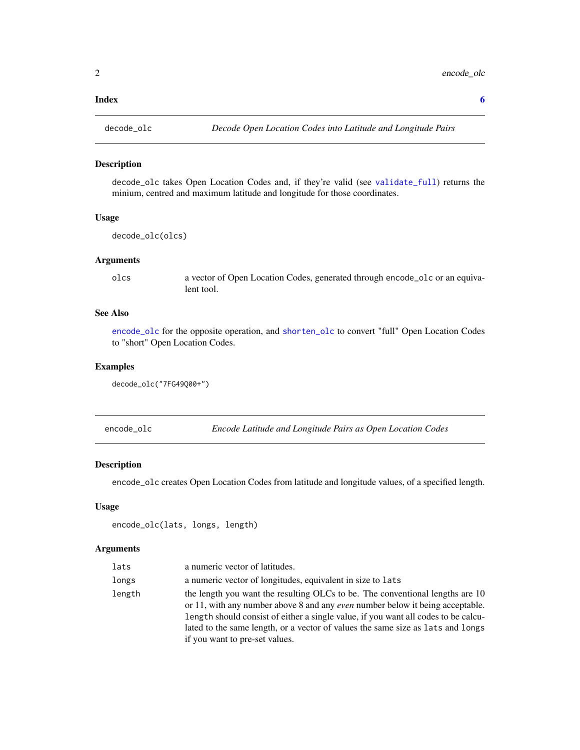**Index** **6**

## decode_olc — *Decode Open Location Codes into Latitude and Longitude Pairs*

### Description

decode_olc takes Open Location Codes and, if they're valid (see validate_full) returns the minium, centred and maximum latitude and longitude for those coordinates.

### Usage

```
decode_olc(olcs)
```

### Arguments

| | |
|---|---|
| olcs | a vector of Open Location Codes, generated through encode_olc or an equivalent tool. |

### See Also

encode_olc for the opposite operation, and shorten_olc to convert "full" Open Location Codes to "short" Open Location Codes.

### Examples

```
decode_olc("7FG49Q00+")
```

## encode_olc — *Encode Latitude and Longitude Pairs as Open Location Codes*

### Description

encode_olc creates Open Location Codes from latitude and longitude values, of a specified length.

### Usage

```
encode_olc(lats, longs, length)
```

### Arguments

| | |
|---|---|
| lats | a numeric vector of latitudes. |
| longs | a numeric vector of longitudes, equivalent in size to lats |
| length | the length you want the resulting OLCs to be. The conventional lengths are 10 or 11, with any number above 8 and any *even* number below it being acceptable. length should consist of either a single value, if you want all codes to be calculated to the same length, or a vector of values the same size as lats and longs if you want to pre-set values. |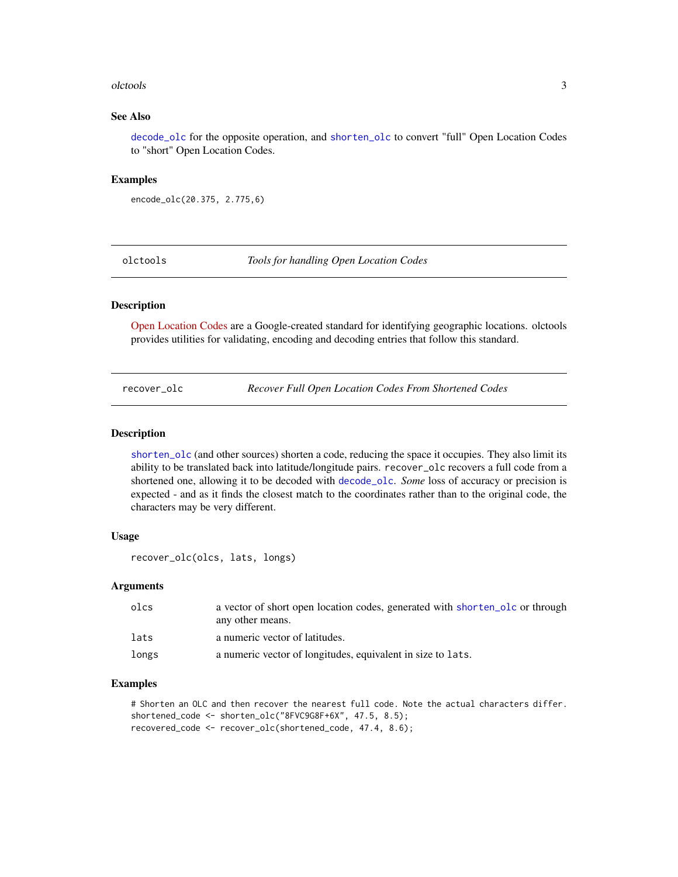### See Also

`decode_olc` for the opposite operation, and `shorten_olc` to convert "full" Open Location Codes to "short" Open Location Codes.

### Examples

```
encode_olc(20.375, 2.775,6)
```

---

## olctools — *Tools for handling Open Location Codes*

---

### Description

Open Location Codes are a Google-created standard for identifying geographic locations. olctools provides utilities for validating, encoding and decoding entries that follow this standard.

---

## recover_olc — *Recover Full Open Location Codes From Shortened Codes*

---

### Description

`shorten_olc` (and other sources) shorten a code, reducing the space it occupies. They also limit its ability to be translated back into latitude/longitude pairs. `recover_olc` recovers a full code from a shortened one, allowing it to be decoded with `decode_olc`. *Some* loss of accuracy or precision is expected - and as it finds the closest match to the coordinates rather than to the original code, the characters may be very different.

### Usage

```
recover_olc(olcs, lats, longs)
```

### Arguments

| | |
|---|---|
| `olcs` | a vector of short open location codes, generated with `shorten_olc` or through any other means. |
| `lats` | a numeric vector of latitudes. |
| `longs` | a numeric vector of longitudes, equivalent in size to `lats`. |

### Examples

```
# Shorten an OLC and then recover the nearest full code. Note the actual characters differ.
shortened_code <- shorten_olc("8FVC9G8F+6X", 47.5, 8.5);
recovered_code <- recover_olc(shortened_code, 47.4, 8.6);
```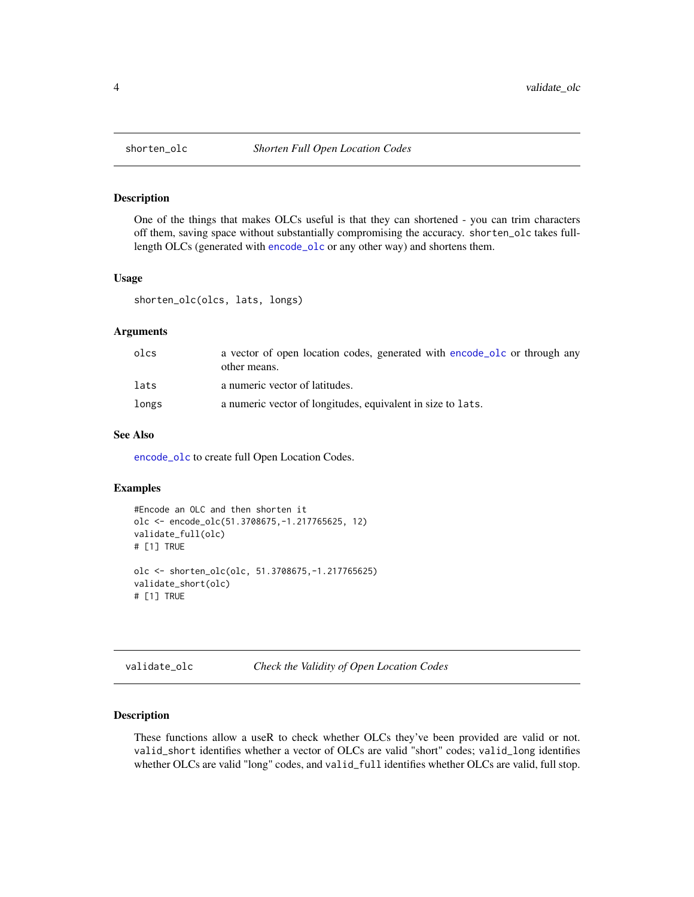## shorten_olc — *Shorten Full Open Location Codes*

### Description

One of the things that makes OLCs useful is that they can shortened - you can trim characters off them, saving space without substantially compromising the accuracy. `shorten_olc` takes full-length OLCs (generated with `encode_olc` or any other way) and shortens them.

### Usage

```
shorten_olc(olcs, lats, longs)
```

### Arguments

| | |
|---|---|
| `olcs` | a vector of open location codes, generated with `encode_olc` or through any other means. |
| `lats` | a numeric vector of latitudes. |
| `longs` | a numeric vector of longitudes, equivalent in size to `lats`. |

### See Also

`encode_olc` to create full Open Location Codes.

### Examples

```
#Encode an OLC and then shorten it
olc <- encode_olc(51.3708675,-1.217765625, 12)
validate_full(olc)
# [1] TRUE

olc <- shorten_olc(olc, 51.3708675,-1.217765625)
validate_short(olc)
# [1] TRUE
```

## validate_olc — *Check the Validity of Open Location Codes*

### Description

These functions allow a useR to check whether OLCs they've been provided are valid or not. `valid_short` identifies whether a vector of OLCs are valid "short" codes; `valid_long` identifies whether OLCs are valid "long" codes, and `valid_full` identifies whether OLCs are valid, full stop.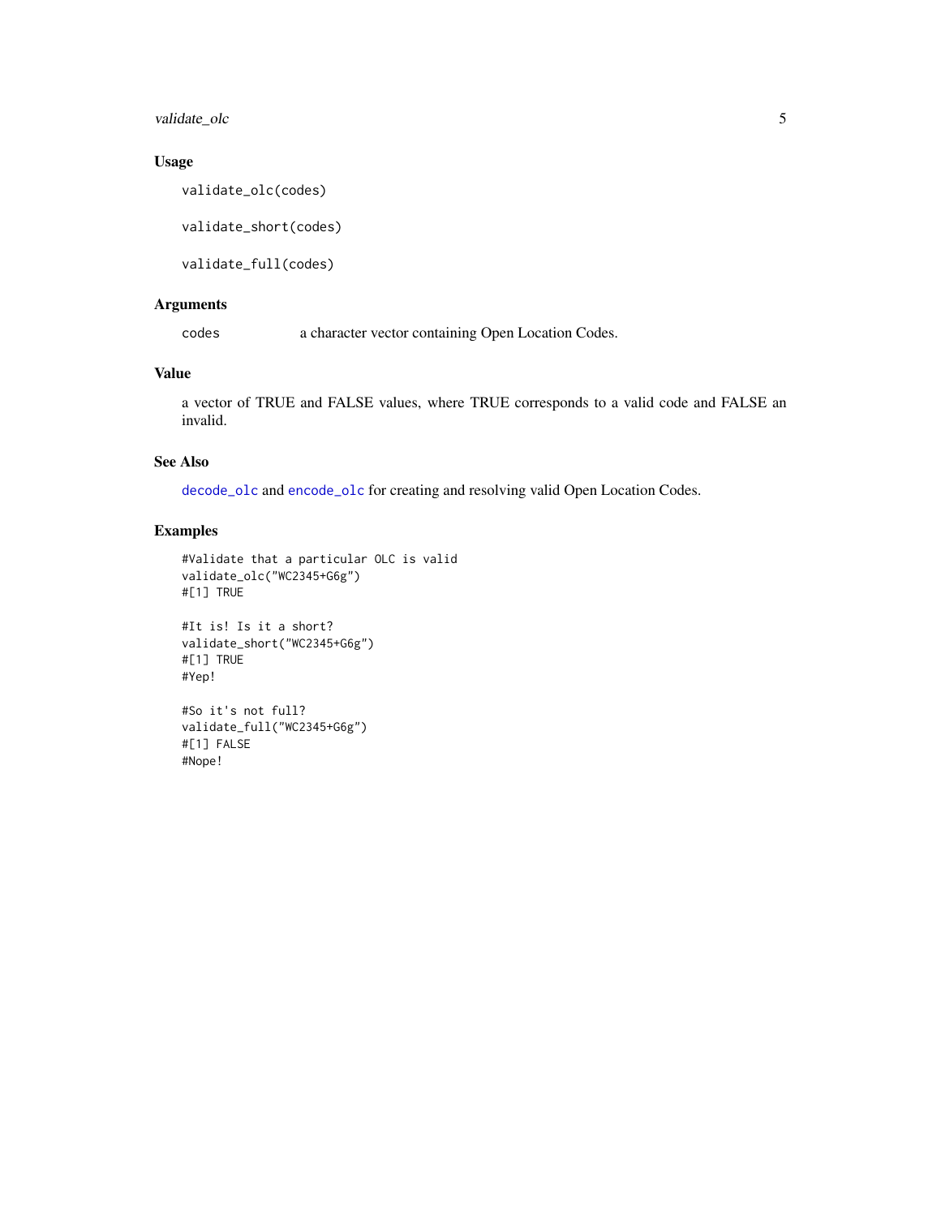## Usage

```
validate_olc(codes)

validate_short(codes)

validate_full(codes)
```

## Arguments

| | |
|---|---|
| codes | a character vector containing Open Location Codes. |

## Value

a vector of TRUE and FALSE values, where TRUE corresponds to a valid code and FALSE an invalid.

## See Also

decode_olc and encode_olc for creating and resolving valid Open Location Codes.

## Examples

```
#Validate that a particular OLC is valid
validate_olc("WC2345+G6g")
#[1] TRUE

#It is! Is it a short?
validate_short("WC2345+G6g")
#[1] TRUE
#Yep!

#So it's not full?
validate_full("WC2345+G6g")
#[1] FALSE
#Nope!
```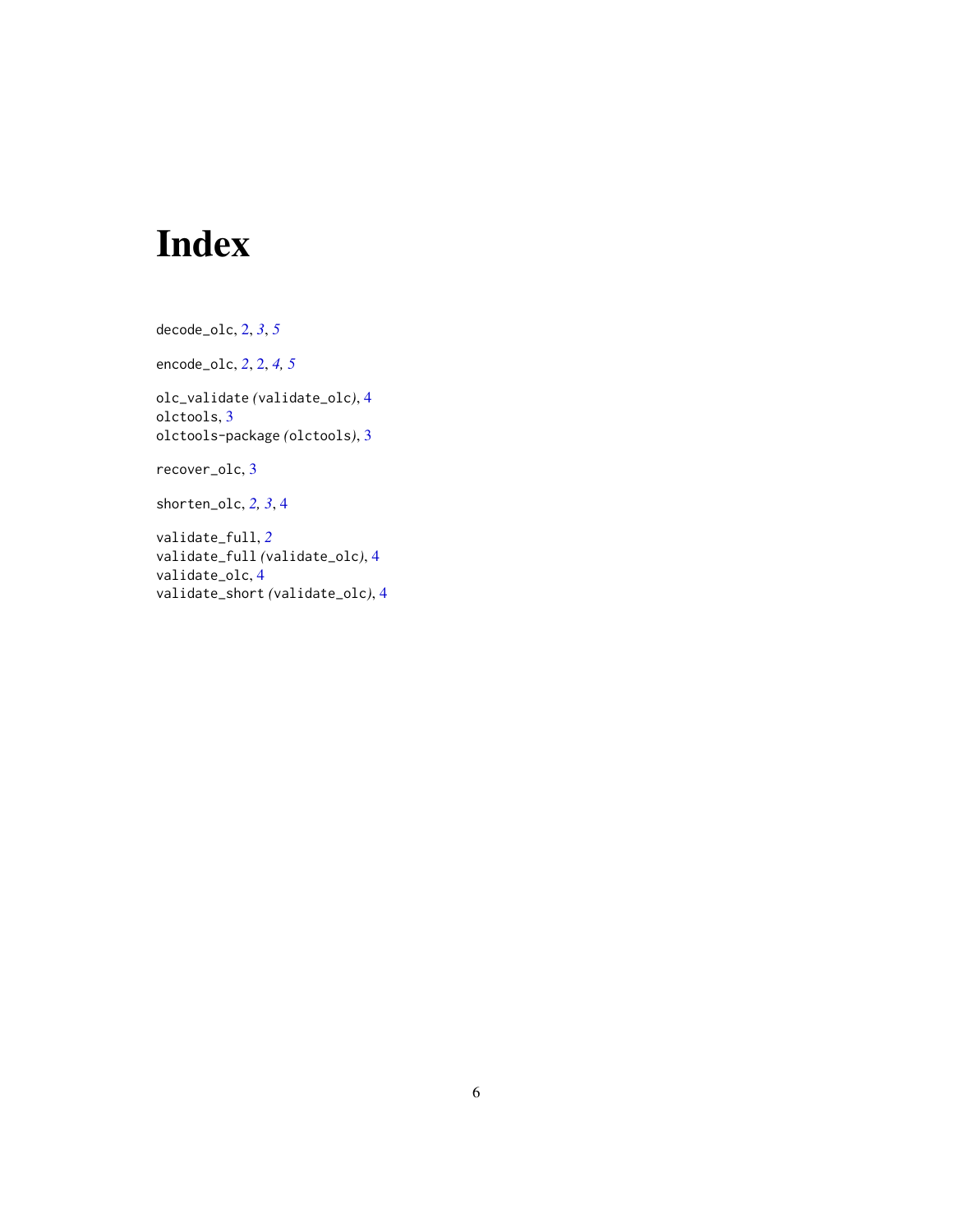# Index

decode_olc, 2, *3*, *5*

encode_olc, *2*, 2, *4, 5*

olc_validate *(*validate_olc*)*, 4
olctools, 3
olctools-package *(*olctools*)*, 3

recover_olc, 3

shorten_olc, *2, 3*, 4

validate_full, *2*
validate_full *(*validate_olc*)*, 4
validate_olc, 4
validate_short *(*validate_olc*)*, 4